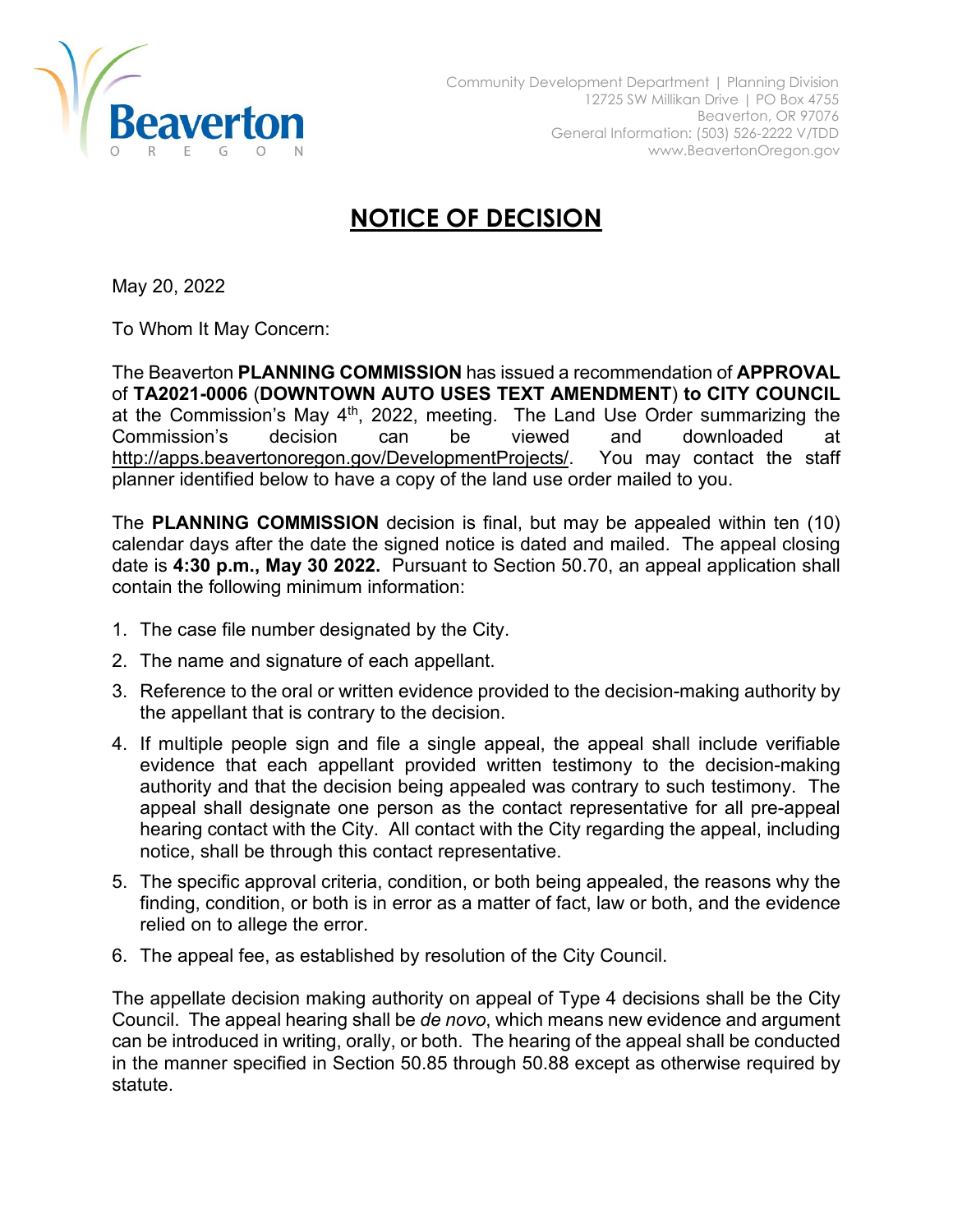Beaverton
OREGON

Community Development Department | Planning Division
12725 SW Millikan Drive | PO Box 4755
Beaverton, OR 97076
General Information: (503) 526-2222 V/TDD
www.BeavertonOregon.gov

# NOTICE OF DECISION

May 20, 2022

To Whom It May Concern:

The Beaverton **PLANNING COMMISSION** has issued a recommendation of **APPROVAL** of **TA2021-0006** (**DOWNTOWN AUTO USES TEXT AMENDMENT**) **to CITY COUNCIL** at the Commission's May 4th, 2022, meeting. The Land Use Order summarizing the Commission's decision can be viewed and downloaded at http://apps.beavertonoregon.gov/DevelopmentProjects/. You may contact the staff planner identified below to have a copy of the land use order mailed to you.

The **PLANNING COMMISSION** decision is final, but may be appealed within ten (10) calendar days after the date the signed notice is dated and mailed. The appeal closing date is **4:30 p.m., May 30 2022.** Pursuant to Section 50.70, an appeal application shall contain the following minimum information:

1. The case file number designated by the City.
2. The name and signature of each appellant.
3. Reference to the oral or written evidence provided to the decision-making authority by the appellant that is contrary to the decision.
4. If multiple people sign and file a single appeal, the appeal shall include verifiable evidence that each appellant provided written testimony to the decision-making authority and that the decision being appealed was contrary to such testimony. The appeal shall designate one person as the contact representative for all pre-appeal hearing contact with the City. All contact with the City regarding the appeal, including notice, shall be through this contact representative.
5. The specific approval criteria, condition, or both being appealed, the reasons why the finding, condition, or both is in error as a matter of fact, law or both, and the evidence relied on to allege the error.
6. The appeal fee, as established by resolution of the City Council.

The appellate decision making authority on appeal of Type 4 decisions shall be the City Council. The appeal hearing shall be *de novo*, which means new evidence and argument can be introduced in writing, orally, or both. The hearing of the appeal shall be conducted in the manner specified in Section 50.85 through 50.88 except as otherwise required by statute.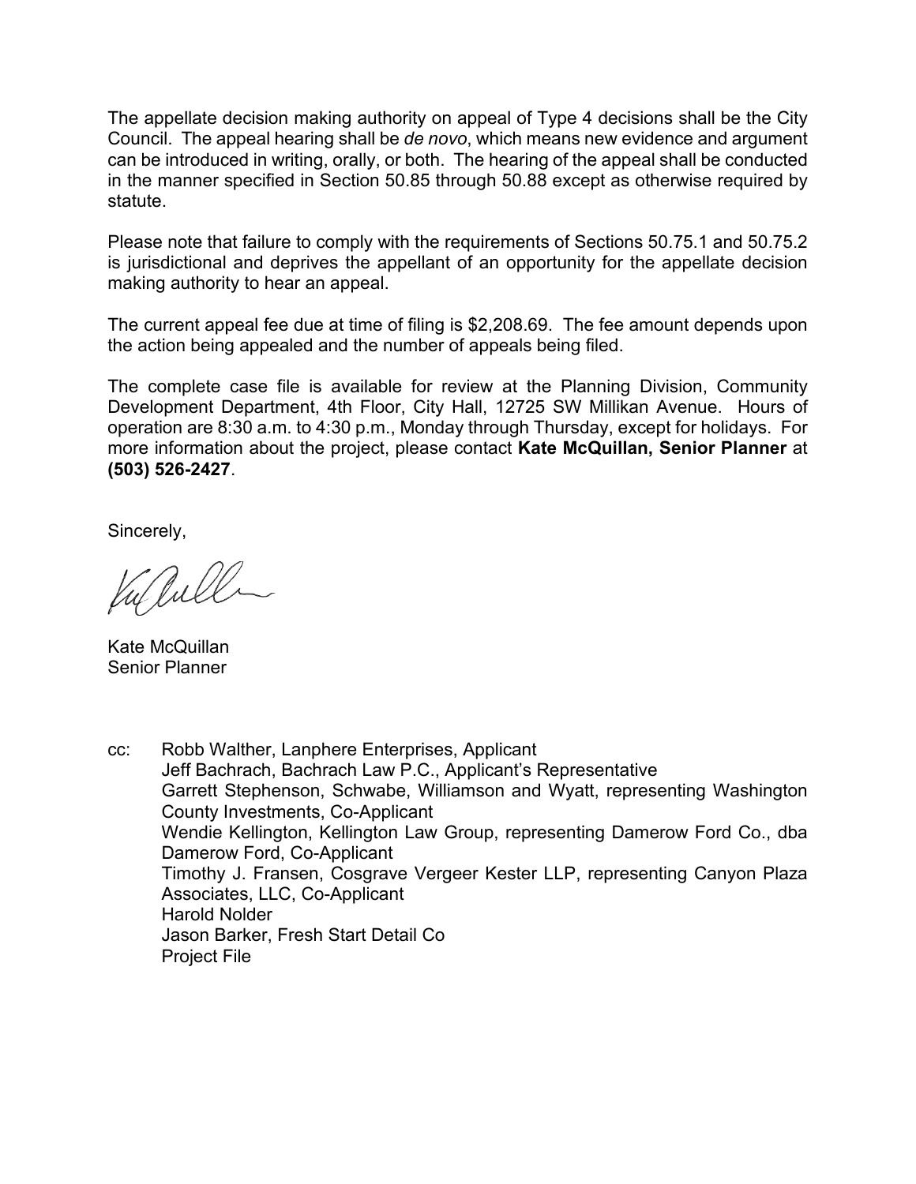The appellate decision making authority on appeal of Type 4 decisions shall be the City Council. The appeal hearing shall be *de novo*, which means new evidence and argument can be introduced in writing, orally, or both. The hearing of the appeal shall be conducted in the manner specified in Section 50.85 through 50.88 except as otherwise required by statute.

Please note that failure to comply with the requirements of Sections 50.75.1 and 50.75.2 is jurisdictional and deprives the appellant of an opportunity for the appellate decision making authority to hear an appeal.

The current appeal fee due at time of filing is $2,208.69. The fee amount depends upon the action being appealed and the number of appeals being filed.

The complete case file is available for review at the Planning Division, Community Development Department, 4th Floor, City Hall, 12725 SW Millikan Avenue. Hours of operation are 8:30 a.m. to 4:30 p.m., Monday through Thursday, except for holidays. For more information about the project, please contact **Kate McQuillan, Senior Planner** at **(503) 526-2427**.

Sincerely,

Kate McQuillan
Senior Planner

cc: Robb Walther, Lanphere Enterprises, Applicant
Jeff Bachrach, Bachrach Law P.C., Applicant's Representative
Garrett Stephenson, Schwabe, Williamson and Wyatt, representing Washington County Investments, Co-Applicant
Wendie Kellington, Kellington Law Group, representing Damerow Ford Co., dba Damerow Ford, Co-Applicant
Timothy J. Fransen, Cosgrave Vergeer Kester LLP, representing Canyon Plaza Associates, LLC, Co-Applicant
Harold Nolder
Jason Barker, Fresh Start Detail Co
Project File